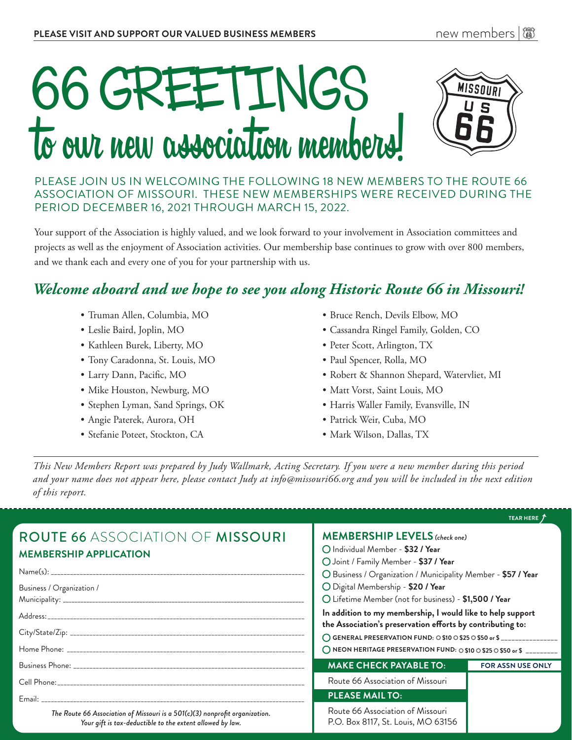# 66 GREETINGS to our new association members!

PLEASE JOIN US IN WELCOMING THE FOLLOWING 18 NEW MEMBERS TO THE ROUTE 66 ASSOCIATION OF MISSOURI. THESE NEW MEMBERSHIPS WERE RECEIVED DURING THE PERIOD DECEMBER 16, 2021 THROUGH MARCH 15, 2022.

Your support of the Association is highly valued, and we look forward to your involvement in Association committees and projects as well as the enjoyment of Association activities. Our membership base continues to grow with over 800 members, and we thank each and every one of you for your partnership with us.

## *Welcome aboard and we hope to see you along Historic Route 66 in Missouri!*

- Truman Allen, Columbia, MO
- Leslie Baird, Joplin, MO
- Kathleen Burek, Liberty, MO
- Tony Caradonna, St. Louis, MO
- Larry Dann, Pacific, MO
- Mike Houston, Newburg, MO
- Stephen Lyman, Sand Springs, OK
- Angie Paterek, Aurora, OH
- Stefanie Poteet, Stockton, CA
- Bruce Rench, Devils Elbow, MO
- Cassandra Ringel Family, Golden, CO
- Peter Scott, Arlington, TX
- Paul Spencer, Rolla, MO
- Robert & Shannon Shepard, Watervliet, MI
- Matt Vorst, Saint Louis, MO
- Harris Waller Family, Evansville, IN
- Patrick Weir, Cuba, MO
- Mark Wilson, Dallas, TX

*This New Members Report was prepared by Judy Wallmark, Acting Secretary. If you were a new member during this period and your name does not appear here, please contact Judy at info@missouri66.org and you will be included in the next edition of this report.*

---

TEAR HERE

## ROUTE 66 ASSOCIATION OF MISSOURI

### MEMBERSHIP APPLICATION

Name(s): ____________________

Business / Organization / Municipality: ____________________

Address: ____________________

City/State/Zip: ____________________

Home Phone: ____________________

Business Phone: ____________________

Cell Phone: ____________________

Email: ____________________

*The Route 66 Association of Missouri is a 501(c)(3) nonprofit organization. Your gift is tax-deductible to the extent allowed by law.*

### MEMBERSHIP LEVELS *(check one)*

- ○ Individual Member - **$32 / Year**
- ○ Joint / Family Member - **$37 / Year**
- ○ Business / Organization / Municipality Member - **$57 / Year**
- ○ Digital Membership - **$20 / Year**
- ○ Lifetime Member (not for business) - **$1,500 / Year**

**In addition to my membership, I would like to help support the Association's preservation efforts by contributing to:**

- ○ **GENERAL PRESERVATION FUND:** ○ $10 ○ $25 ○ $50 or $ ________
- ○ **NEON HERITAGE PRESERVATION FUND:** ○ $10 ○ $25 ○ $50 or $ ________

| MAKE CHECK PAYABLE TO: | FOR ASSN USE ONLY |
|---|---|
| Route 66 Association of Missouri | |
| **PLEASE MAIL TO:** | |
| Route 66 Association of Missouri<br>P.O. Box 8117, St. Louis, MO 63156 | |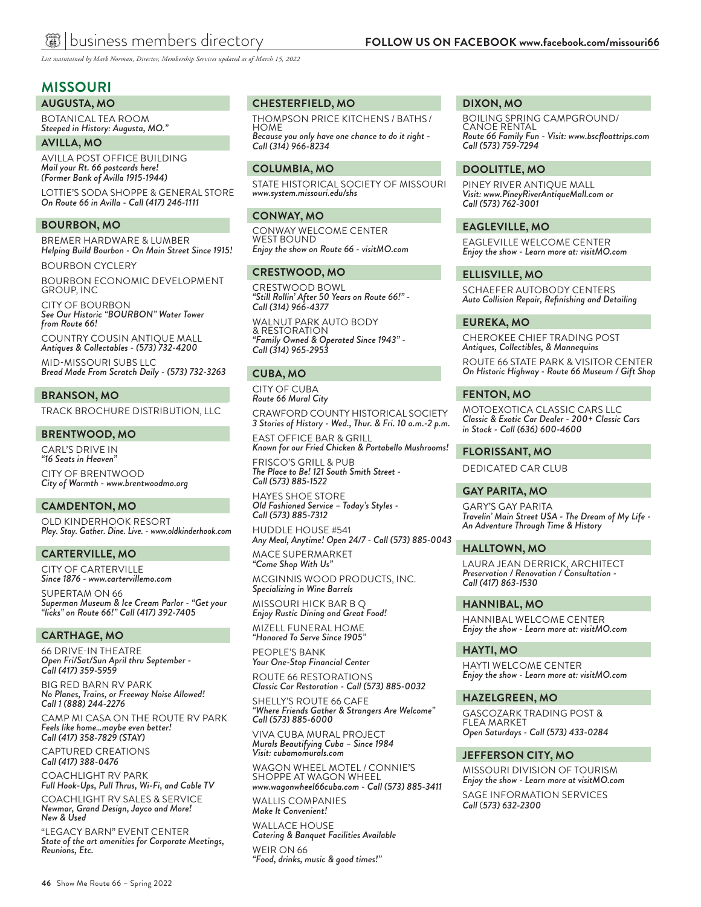# business members directory

**FOLLOW US ON FACEBOOK www.facebook.com/missouri66**

*List maintained by Mark Norman, Director, Membership Services updated as of March 15, 2022*

## MISSOURI

### AUGUSTA, MO

BOTANICAL TEA ROOM
*Steeped in History: Augusta, MO."*

### AVILLA, MO

AVILLA POST OFFICE BUILDING
*Mail your Rt. 66 postcards here! (Former Bank of Avilla 1915-1944)*

LOTTIE'S SODA SHOPPE & GENERAL STORE
*On Route 66 in Avilla - Call (417) 246-1111*

### BOURBON, MO

BREMER HARDWARE & LUMBER
*Helping Build Bourbon - On Main Street Since 1915!*

BOURBON CYCLERY

BOURBON ECONOMIC DEVELOPMENT GROUP, INC

CITY OF BOURBON
*See Our Historic "BOURBON" Water Tower from Route 66!*

COUNTRY COUSIN ANTIQUE MALL
*Antiques & Collectables - (573) 732-4200*

MID-MISSOURI SUBS LLC
*Bread Made From Scratch Daily - (573) 732-3263*

### BRANSON, MO

TRACK BROCHURE DISTRIBUTION, LLC

### BRENTWOOD, MO

CARL'S DRIVE IN
*"16 Seats in Heaven"*

CITY OF BRENTWOOD
*City of Warmth - www.brentwoodmo.org*

### CAMDENTON, MO

OLD KINDERHOOK RESORT
*Play. Stay. Gather. Dine. Live. - www.oldkinderhook.com*

### CARTERVILLE, MO

CITY OF CARTERVILLE
*Since 1876 - www.cartervillemo.com*

SUPERTAM ON 66
*Superman Museum & Ice Cream Parlor - "Get your "licks" on Route 66!" Call (417) 392-7405*

### CARTHAGE, MO

66 DRIVE-IN THEATRE
*Open Fri/Sat/Sun April thru September - Call (417) 359-5959*

BIG RED BARN RV PARK
*No Planes, Trains, or Freeway Noise Allowed! Call 1 (888) 244-2276*

CAMP MI CASA ON THE ROUTE RV PARK
*Feels like home...maybe even better! Call (417) 358-7829 (STAY)*

CAPTURED CREATIONS
*Call (417) 388-0476*

COACHLIGHT RV PARK
*Full Hook-Ups, Pull Thrus, Wi-Fi, and Cable TV*

COACHLIGHT RV SALES & SERVICE
*Newmar, Grand Design, Jayco and More! New & Used*

"LEGACY BARN" EVENT CENTER
*State of the art amenities for Corporate Meetings, Reunions, Etc.*

### CHESTERFIELD, MO

THOMPSON PRICE KITCHENS / BATHS / HOME
*Because you only have one chance to do it right - Call (314) 966-8234*

### COLUMBIA, MO

STATE HISTORICAL SOCIETY OF MISSOURI
*www.system.missouri.edu/shs*

### CONWAY, MO

CONWAY WELCOME CENTER WEST BOUND
*Enjoy the show on Route 66 - visitMO.com*

### CRESTWOOD, MO

CRESTWOOD BOWL
*"Still Rollin' After 50 Years on Route 66!" - Call (314) 966-4377*

WALNUT PARK AUTO BODY & RESTORATION
*"Family Owned & Operated Since 1943" - Call (314) 965-2953*

### CUBA, MO

CITY OF CUBA
*Route 66 Mural City*

CRAWFORD COUNTY HISTORICAL SOCIETY
*3 Stories of History - Wed., Thur. & Fri. 10 a.m.-2 p.m.*

EAST OFFICE BAR & GRILL
*Known for our Fried Chicken & Portabello Mushrooms!*

FRISCO'S GRILL & PUB
*The Place to Be! 121 South Smith Street - Call (573) 885-1522*

HAYES SHOE STORE
*Old Fashioned Service – Today's Styles - Call (573) 885-7312*

HUDDLE HOUSE #541
*Any Meal, Anytime! Open 24/7 - Call (573) 885-0043*

MACE SUPERMARKET
*"Come Shop With Us"*

MCGINNIS WOOD PRODUCTS, INC.
*Specializing in Wine Barrels*

MISSOURI HICK BAR B Q
*Enjoy Rustic Dining and Great Food!*

MIZELL FUNERAL HOME
*"Honored To Serve Since 1905"*

PEOPLE'S BANK
*Your One-Stop Financial Center*

ROUTE 66 RESTORATIONS
*Classic Car Restoration - Call (573) 885-0032*

SHELLY'S ROUTE 66 CAFE
*"Where Friends Gather & Strangers Are Welcome" Call (573) 885-6000*

VIVA CUBA MURAL PROJECT
*Murals Beautifying Cuba – Since 1984 Visit: cubamomurals.com*

WAGON WHEEL MOTEL / CONNIE'S SHOPPE AT WAGON WHEEL
*www.wagonwheel66cuba.com - Call (573) 885-3411*

WALLIS COMPANIES
*Make It Convenient!*

WALLACE HOUSE
*Catering & Banquet Facilities Available*

WEIR ON 66
*"Food, drinks, music & good times!"*

### DIXON, MO

BOILING SPRING CAMPGROUND/ CANOE RENTAL
*Route 66 Family Fun - Visit: www.bscfloattrips.com Call (573) 759-7294*

### DOOLITTLE, MO

PINEY RIVER ANTIQUE MALL
*Visit: www.PineyRiverAntiqueMall.com or Call (573) 762-3001*

### EAGLEVILLE, MO

EAGLEVILLE WELCOME CENTER
*Enjoy the show - Learn more at: visitMO.com*

### ELLISVILLE, MO

SCHAEFER AUTOBODY CENTERS
*Auto Collision Repair, Refinishing and Detailing*

### EUREKA, MO

CHEROKEE CHIEF TRADING POST
*Antiques, Collectibles, & Mannequins*

ROUTE 66 STATE PARK & VISITOR CENTER
*On Historic Highway - Route 66 Museum / Gift Shop*

### FENTON, MO

MOTOEXOTICA CLASSIC CARS LLC
*Classic & Exotic Car Dealer - 200+ Classic Cars in Stock - Call (636) 600-4600*

### FLORISSANT, MO

DEDICATED CAR CLUB

### GAY PARITA, MO

GARY'S GAY PARITA
*Travelin' Main Street USA - The Dream of My Life - An Adventure Through Time & History*

### HALLTOWN, MO

LAURA JEAN DERRICK, ARCHITECT
*Preservation / Renovation / Consultation - Call (417) 863-1530*

### HANNIBAL, MO

HANNIBAL WELCOME CENTER
*Enjoy the show - Learn more at: visitMO.com*

### HAYTI, MO

HAYTI WELCOME CENTER
*Enjoy the show - Learn more at: visitMO.com*

### HAZELGREEN, MO

GASCOZARK TRADING POST & FLEA MARKET
*Open Saturdays - Call (573) 433-0284*

### JEFFERSON CITY, MO

MISSOURI DIVISION OF TOURISM
*Enjoy the show - Learn more at visitMO.com*

SAGE INFORMATION SERVICES
*Call (573) 632-2300*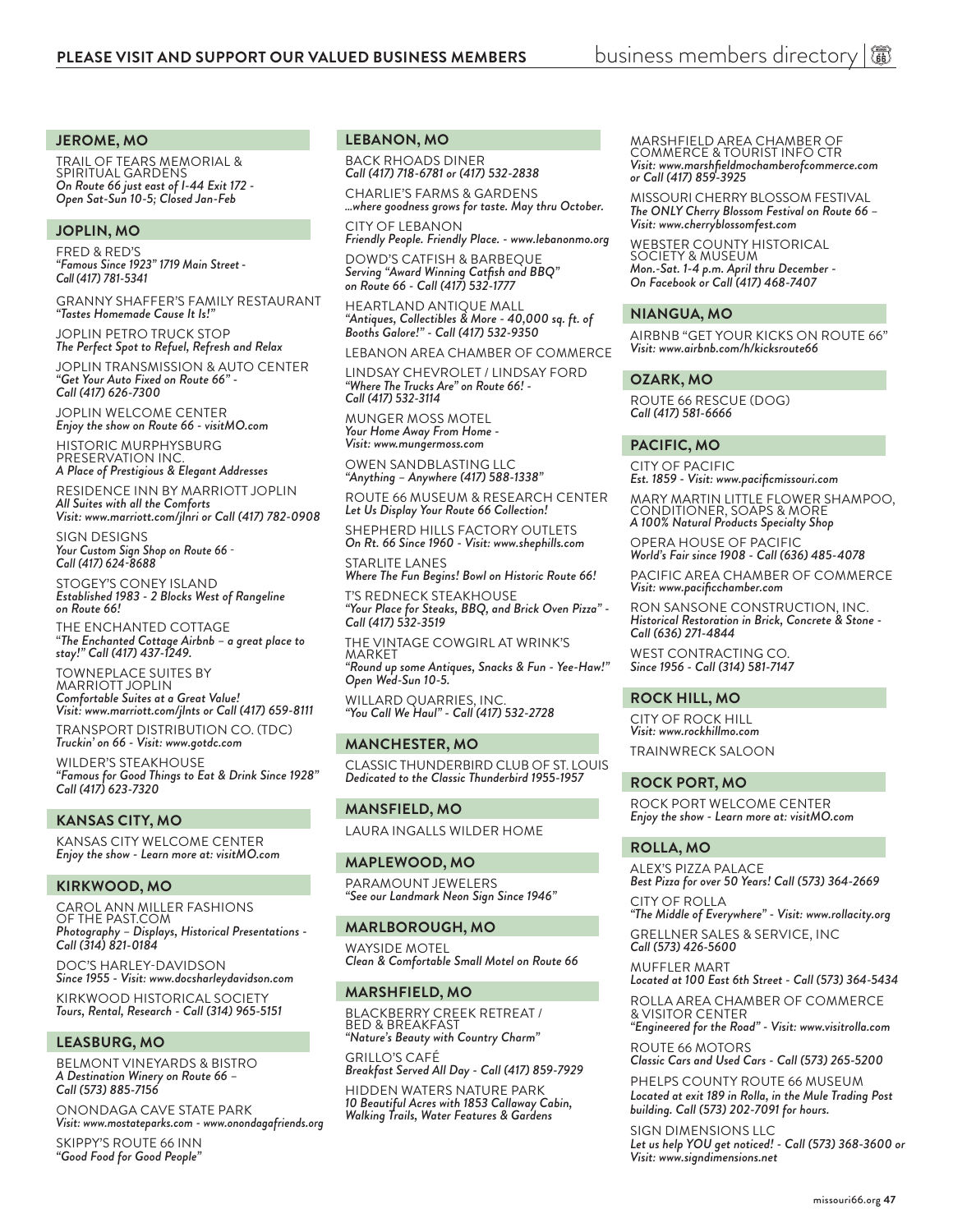## JEROME, MO

TRAIL OF TEARS MEMORIAL & SPIRITUAL GARDENS
*On Route 66 just east of I-44 Exit 172 - Open Sat-Sun 10-5; Closed Jan-Feb*

## JOPLIN, MO

FRED & RED'S
*"Famous Since 1923" 1719 Main Street - Call (417) 781-5341*

GRANNY SHAFFER'S FAMILY RESTAURANT
*"Tastes Homemade Cause It Is!"*

JOPLIN PETRO TRUCK STOP
*The Perfect Spot to Refuel, Refresh and Relax*

JOPLIN TRANSMISSION & AUTO CENTER
*"Get Your Auto Fixed on Route 66" - Call (417) 626-7300*

JOPLIN WELCOME CENTER
*Enjoy the show on Route 66 - visitMO.com*

HISTORIC MURPHYSBURG PRESERVATION INC.
*A Place of Prestigious & Elegant Addresses*

RESIDENCE INN BY MARRIOTT JOPLIN
*All Suites with all the Comforts*
*Visit: www.marriott.com/jlnri or Call (417) 782-0908*

SIGN DESIGNS
*Your Custom Sign Shop on Route 66 - Call (417) 624-8688*

STOGEY'S CONEY ISLAND
*Established 1983 - 2 Blocks West of Rangeline on Route 66!*

THE ENCHANTED COTTAGE
*"The Enchanted Cottage Airbnb – a great place to stay!" Call (417) 437-1249.*

TOWNEPLACE SUITES BY MARRIOTT JOPLIN
*Comfortable Suites at a Great Value!*
*Visit: www.marriott.com/jlnts or Call (417) 659-8111*

TRANSPORT DISTRIBUTION CO. (TDC)
*Truckin' on 66 - Visit: www.gotdc.com*

WILDER'S STEAKHOUSE
*"Famous for Good Things to Eat & Drink Since 1928" Call (417) 623-7320*

## KANSAS CITY, MO

KANSAS CITY WELCOME CENTER
*Enjoy the show - Learn more at: visitMO.com*

## KIRKWOOD, MO

CAROL ANN MILLER FASHIONS OF THE PAST.COM
*Photography – Displays, Historical Presentations - Call (314) 821-0184*

DOC'S HARLEY-DAVIDSON
*Since 1955 - Visit: www.docsharleydavidson.com*

KIRKWOOD HISTORICAL SOCIETY
*Tours, Rental, Research - Call (314) 965-5151*

## LEASBURG, MO

BELMONT VINEYARDS & BISTRO
*A Destination Winery on Route 66 – Call (573) 885-7156*

ONONDAGA CAVE STATE PARK
*Visit: www.mostateparks.com - www.onondagafriends.org*

SKIPPY'S ROUTE 66 INN
*"Good Food for Good People"*

## LEBANON, MO

BACK RHOADS DINER
*Call (417) 718-6781 or (417) 532-2838*

CHARLIE'S FARMS & GARDENS
*...where goodness grows for taste. May thru October.*

CITY OF LEBANON
*Friendly People. Friendly Place. - www.lebanonmo.org*

DOWD'S CATFISH & BARBEQUE
*Serving "Award Winning Catfish and BBQ" on Route 66 - Call (417) 532-1777*

HEARTLAND ANTIQUE MALL
*"Antiques, Collectibles & More - 40,000 sq. ft. of Booths Galore!" - Call (417) 532-9350*

LEBANON AREA CHAMBER OF COMMERCE

LINDSAY CHEVROLET / LINDSAY FORD
*"Where The Trucks Are" on Route 66! - Call (417) 532-3114*

MUNGER MOSS MOTEL
*Your Home Away From Home - Visit: www.mungermoss.com*

OWEN SANDBLASTING LLC
*"Anything – Anywhere (417) 588-1338"*

ROUTE 66 MUSEUM & RESEARCH CENTER
*Let Us Display Your Route 66 Collection!*

SHEPHERD HILLS FACTORY OUTLETS
*On Rt. 66 Since 1960 - Visit: www.shephills.com*

STARLITE LANES
*Where The Fun Begins! Bowl on Historic Route 66!*

T'S REDNECK STEAKHOUSE
*"Your Place for Steaks, BBQ, and Brick Oven Pizza" - Call (417) 532-3519*

THE VINTAGE COWGIRL AT WRINK'S MARKET
*"Round up some Antiques, Snacks & Fun - Yee-Haw!" Open Wed-Sun 10-5.*

WILLARD QUARRIES, INC.
*"You Call We Haul" - Call (417) 532-2728*

## MANCHESTER, MO

CLASSIC THUNDERBIRD CLUB OF ST. LOUIS
*Dedicated to the Classic Thunderbird 1955-1957*

## MANSFIELD, MO

LAURA INGALLS WILDER HOME

## MAPLEWOOD, MO

PARAMOUNT JEWELERS
*"See our Landmark Neon Sign Since 1946"*

## MARLBOROUGH, MO

WAYSIDE MOTEL
*Clean & Comfortable Small Motel on Route 66*

## MARSHFIELD, MO

BLACKBERRY CREEK RETREAT / BED & BREAKFAST
*"Nature's Beauty with Country Charm"*

GRILLO'S CAFÉ
*Breakfast Served All Day - Call (417) 859-7929*

HIDDEN WATERS NATURE PARK
*10 Beautiful Acres with 1853 Callaway Cabin, Walking Trails, Water Features & Gardens*

MARSHFIELD AREA CHAMBER OF COMMERCE & TOURIST INFO CTR
*Visit: www.marshfieldmochamberofcommerce.com or Call (417) 859-3925*

MISSOURI CHERRY BLOSSOM FESTIVAL
*The ONLY Cherry Blossom Festival on Route 66 – Visit: www.cherryblossomfest.com*

WEBSTER COUNTY HISTORICAL SOCIETY & MUSEUM
*Mon.-Sat. 1-4 p.m. April thru December - On Facebook or Call (417) 468-7407*

## NIANGUA, MO

AIRBNB "GET YOUR KICKS ON ROUTE 66"
*Visit: www.airbnb.com/h/kicksroute66*

## OZARK, MO

ROUTE 66 RESCUE (DOG)
*Call (417) 581-6666*

## PACIFIC, MO

CITY OF PACIFIC
*Est. 1859 - Visit: www.pacificmissouri.com*

MARY MARTIN LITTLE FLOWER SHAMPOO, CONDITIONER, SOAPS & MORE
*A 100% Natural Products Specialty Shop*

OPERA HOUSE OF PACIFIC
*World's Fair since 1908 - Call (636) 485-4078*

PACIFIC AREA CHAMBER OF COMMERCE
*Visit: www.pacificchamber.com*

RON SANSONE CONSTRUCTION, INC.
*Historical Restoration in Brick, Concrete & Stone - Call (636) 271-4844*

WEST CONTRACTING CO.
*Since 1956 - Call (314) 581-7147*

## ROCK HILL, MO

CITY OF ROCK HILL
*Visit: www.rockhillmo.com*

TRAINWRECK SALOON

## ROCK PORT, MO

ROCK PORT WELCOME CENTER
*Enjoy the show - Learn more at: visitMO.com*

## ROLLA, MO

ALEX'S PIZZA PALACE
*Best Pizza for over 50 Years! Call (573) 364-2669*

CITY OF ROLLA
*"The Middle of Everywhere" - Visit: www.rollacity.org*

GRELLNER SALES & SERVICE, INC
*Call (573) 426-5600*

MUFFLER MART
*Located at 100 East 6th Street - Call (573) 364-5434*

ROLLA AREA CHAMBER OF COMMERCE & VISITOR CENTER
*"Engineered for the Road" - Visit: www.visitrolla.com*

ROUTE 66 MOTORS
*Classic Cars and Used Cars - Call (573) 265-5200*

PHELPS COUNTY ROUTE 66 MUSEUM
*Located at exit 189 in Rolla, in the Mule Trading Post building. Call (573) 202-7091 for hours.*

SIGN DIMENSIONS LLC
*Let us help YOU get noticed! - Call (573) 368-3600 or Visit: www.signdimensions.net*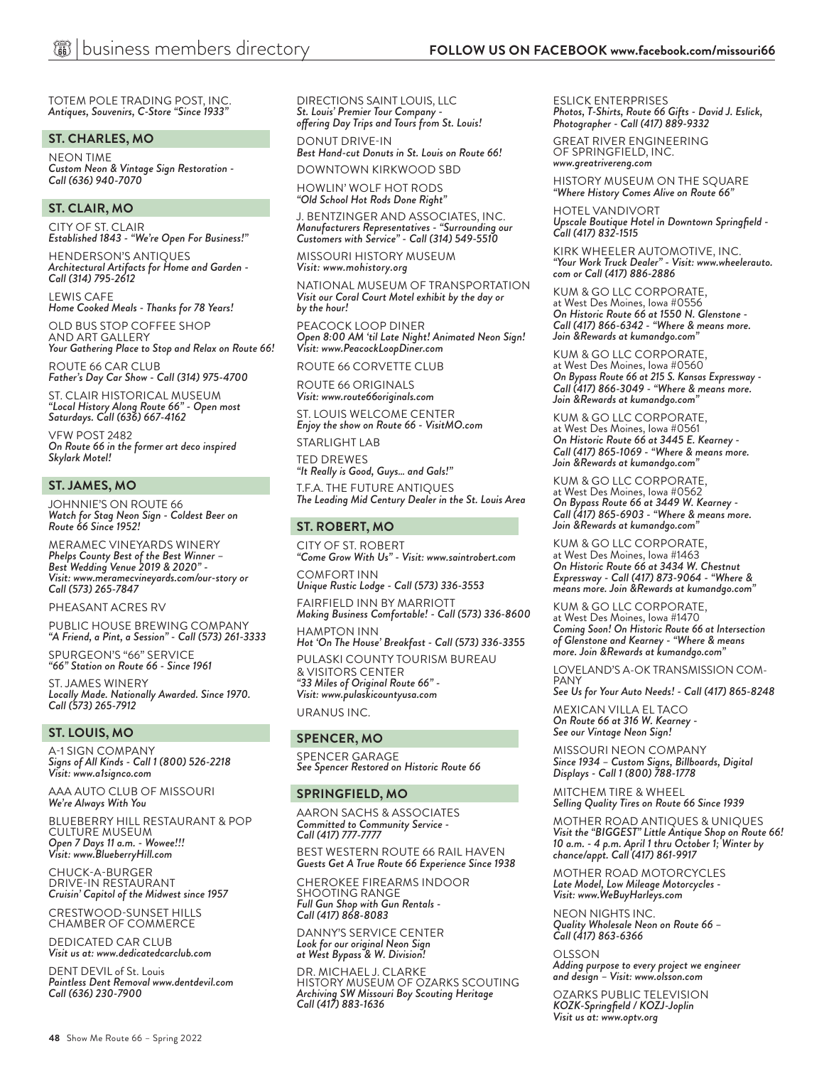TOTEM POLE TRADING POST, INC.
*Antiques, Souvenirs, C-Store "Since 1933"*

## ST. CHARLES, MO

NEON TIME
*Custom Neon & Vintage Sign Restoration - Call (636) 940-7070*

## ST. CLAIR, MO

CITY OF ST. CLAIR
*Established 1843 - "We're Open For Business!"*

HENDERSON'S ANTIQUES
*Architectural Artifacts for Home and Garden - Call (314) 795-2612*

LEWIS CAFE
*Home Cooked Meals - Thanks for 78 Years!*

OLD BUS STOP COFFEE SHOP AND ART GALLERY
*Your Gathering Place to Stop and Relax on Route 66!*

ROUTE 66 CAR CLUB
*Father's Day Car Show - Call (314) 975-4700*

ST. CLAIR HISTORICAL MUSEUM
*"Local History Along Route 66" - Open most Saturdays. Call (636) 667-4162*

VFW POST 2482
*On Route 66 in the former art deco inspired Skylark Motel!*

## ST. JAMES, MO

JOHNNIE'S ON ROUTE 66
*Watch for Stag Neon Sign - Coldest Beer on Route 66 Since 1952!*

MERAMEC VINEYARDS WINERY
*Phelps County Best of the Best Winner – Best Wedding Venue 2019 & 2020" - Visit: www.meramecvineyards.com/our-story or Call (573) 265-7847*

PHEASANT ACRES RV

PUBLIC HOUSE BREWING COMPANY
*"A Friend, a Pint, a Session" - Call (573) 261-3333*

SPURGEON'S "66" SERVICE
*"66" Station on Route 66 - Since 1961*

ST. JAMES WINERY
*Locally Made. Nationally Awarded. Since 1970. Call (573) 265-7912*

## ST. LOUIS, MO

A-1 SIGN COMPANY
*Signs of All Kinds - Call 1 (800) 526-2218 Visit: www.a1signco.com*

AAA AUTO CLUB OF MISSOURI
*We're Always With You*

BLUEBERRY HILL RESTAURANT & POP CULTURE MUSEUM
*Open 7 Days 11 a.m. - Wowee!!! Visit: www.BlueberryHill.com*

CHUCK-A-BURGER DRIVE-IN RESTAURANT
*Cruisin' Capitol of the Midwest since 1957*

CRESTWOOD-SUNSET HILLS CHAMBER OF COMMERCE

DEDICATED CAR CLUB
*Visit us at: www.dedicatedcarclub.com*

DENT DEVIL of St. Louis
*Paintless Dent Removal www.dentdevil.com Call (636) 230-7900*

DIRECTIONS SAINT LOUIS, LLC
*St. Louis' Premier Tour Company - offering Day Trips and Tours from St. Louis!*

DONUT DRIVE-IN
*Best Hand-cut Donuts in St. Louis on Route 66!*

DOWNTOWN KIRKWOOD SBD

HOWLIN' WOLF HOT RODS
*"Old School Hot Rods Done Right"*

J. BENTZINGER AND ASSOCIATES, INC.
*Manufacturers Representatives - "Surrounding our Customers with Service" - Call (314) 549-5510*

MISSOURI HISTORY MUSEUM
*Visit: www.mohistory.org*

NATIONAL MUSEUM OF TRANSPORTATION
*Visit our Coral Court Motel exhibit by the day or by the hour!*

PEACOCK LOOP DINER
*Open 8:00 AM 'til Late Night! Animated Neon Sign! Visit: www.PeacockLoopDiner.com*

ROUTE 66 CORVETTE CLUB

ROUTE 66 ORIGINALS
*Visit: www.route66originals.com*

ST. LOUIS WELCOME CENTER
*Enjoy the show on Route 66 - VisitMO.com*

STARLIGHT LAB

TED DREWES
*"It Really is Good, Guys... and Gals!"*

T.F.A. THE FUTURE ANTIQUES
*The Leading Mid Century Dealer in the St. Louis Area*

## ST. ROBERT, MO

CITY OF ST. ROBERT
*"Come Grow With Us" - Visit: www.saintrobert.com*

COMFORT INN
*Unique Rustic Lodge - Call (573) 336-3553*

FAIRFIELD INN BY MARRIOTT
*Making Business Comfortable! - Call (573) 336-8600*

HAMPTON INN
*Hot 'On The House' Breakfast - Call (573) 336-3355*

PULASKI COUNTY TOURISM BUREAU & VISITORS CENTER
*"33 Miles of Original Route 66" - Visit: www.pulaskicountyusa.com*

URANUS INC.

## SPENCER, MO

SPENCER GARAGE
*See Spencer Restored on Historic Route 66*

## SPRINGFIELD, MO

AARON SACHS & ASSOCIATES
*Committed to Community Service - Call (417) 777-7777*

BEST WESTERN ROUTE 66 RAIL HAVEN
*Guests Get A True Route 66 Experience Since 1938*

CHEROKEE FIREARMS INDOOR SHOOTING RANGE
*Full Gun Shop with Gun Rentals - Call (417) 868-8083*

DANNY'S SERVICE CENTER
*Look for our original Neon Sign at West Bypass & W. Division!*

DR. MICHAEL J. CLARKE HISTORY MUSEUM OF OZARKS SCOUTING
*Archiving SW Missouri Boy Scouting Heritage Call (417) 883-1636*

ESLICK ENTERPRISES
*Photos, T-Shirts, Route 66 Gifts - David J. Eslick, Photographer - Call (417) 889-9332*

GREAT RIVER ENGINEERING OF SPRINGFIELD, INC.
*www.greatrivereng.com*

HISTORY MUSEUM ON THE SQUARE
*"Where History Comes Alive on Route 66"*

HOTEL VANDIVORT
*Upscale Boutique Hotel in Downtown Springfield - Call (417) 832-1515*

KIRK WHEELER AUTOMOTIVE, INC.
*"Your Work Truck Dealer" - Visit: www.wheelerauto.com or Call (417) 886-2886*

KUM & GO LLC CORPORATE,
at West Des Moines, Iowa #0556
*On Historic Route 66 at 1550 N. Glenstone - Call (417) 866-6342 - "Where & means more. Join &Rewards at kumandgo.com"*

KUM & GO LLC CORPORATE,
at West Des Moines, Iowa #0560
*On Bypass Route 66 at 215 S. Kansas Expressway - Call (417) 866-3049 - "Where & means more. Join &Rewards at kumandgo.com"*

KUM & GO LLC CORPORATE,
at West Des Moines, Iowa #0561
*On Historic Route 66 at 3445 E. Kearney - Call (417) 865-1069 - "Where & means more. Join &Rewards at kumandgo.com"*

KUM & GO LLC CORPORATE,
at West Des Moines, Iowa #0562
*On Bypass Route 66 at 3449 W. Kearney - Call (417) 865-6903 - "Where & means more. Join &Rewards at kumandgo.com"*

KUM & GO LLC CORPORATE,
at West Des Moines, Iowa #1463
*On Historic Route 66 at 3434 W. Chestnut Expressway - Call (417) 873-9064 - "Where & means more. Join &Rewards at kumandgo.com"*

KUM & GO LLC CORPORATE,
at West Des Moines, Iowa #1470
*Coming Soon! On Historic Route 66 at Intersection of Glenstone and Kearney - "Where & means more. Join &Rewards at kumandgo.com"*

LOVELAND'S A-OK TRANSMISSION COMPANY
*See Us for Your Auto Needs! - Call (417) 865-8248*

MEXICAN VILLA EL TACO
*On Route 66 at 316 W. Kearney - See our Vintage Neon Sign!*

MISSOURI NEON COMPANY
*Since 1934 – Custom Signs, Billboards, Digital Displays - Call 1 (800) 788-1778*

MITCHEM TIRE & WHEEL
*Selling Quality Tires on Route 66 Since 1939*

MOTHER ROAD ANTIQUES & UNIQUES
*Visit the "BIGGEST" Little Antique Shop on Route 66! 10 a.m. - 4 p.m. April 1 thru October 1; Winter by chance/appt. Call (417) 861-9917*

MOTHER ROAD MOTORCYCLES
*Late Model, Low Mileage Motorcycles - Visit: www.WeBuyHarleys.com*

NEON NIGHTS INC.
*Quality Wholesale Neon on Route 66 – Call (417) 863-6366*

OLSSON
*Adding purpose to every project we engineer and design – Visit: www.olsson.com*

OZARKS PUBLIC TELEVISION
*KOZK-Springfield / KOZJ-Joplin Visit us at: www.optv.org*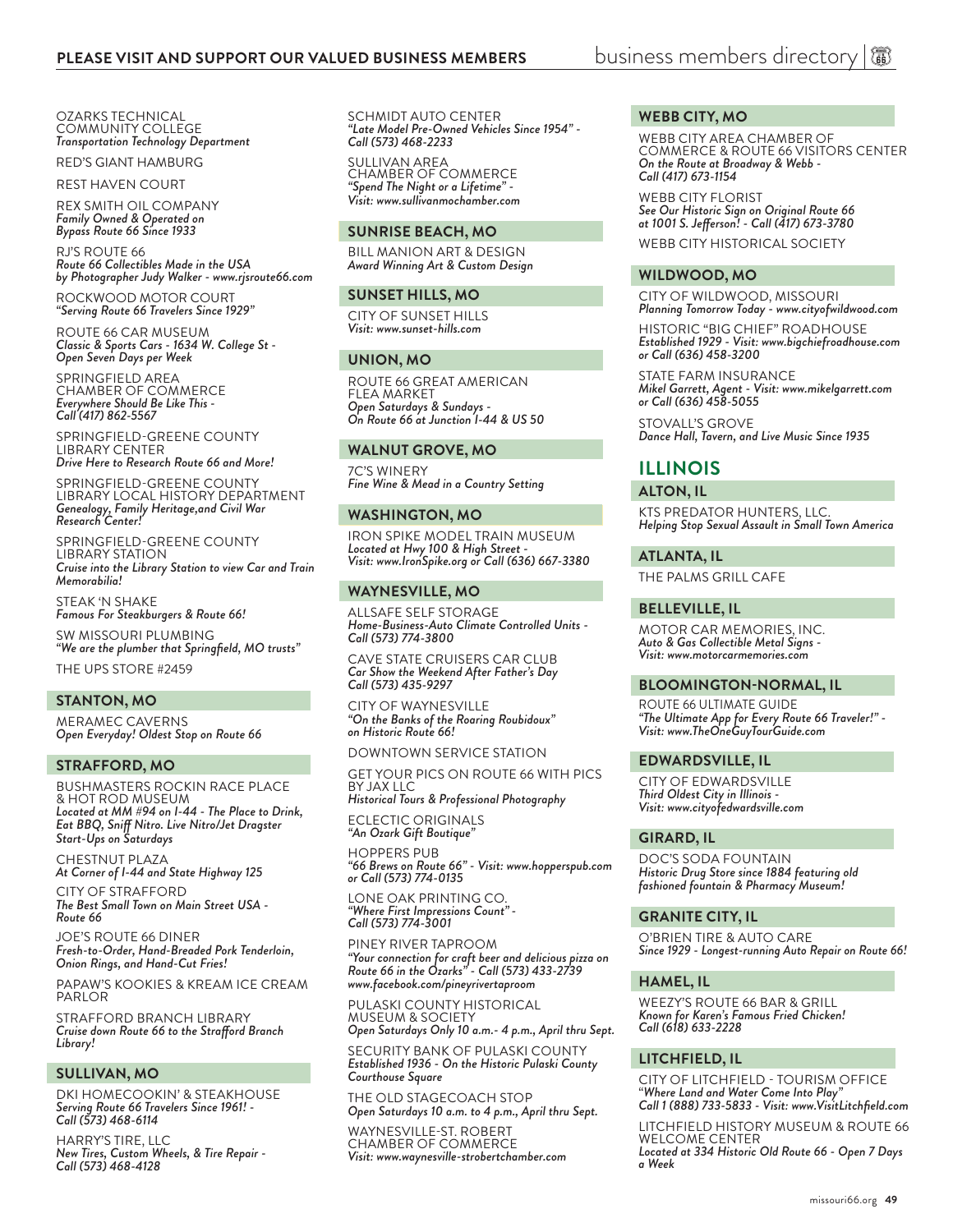**PLEASE VISIT AND SUPPORT OUR VALUED BUSINESS MEMBERS**

OZARKS TECHNICAL COMMUNITY COLLEGE
*Transportation Technology Department*

RED'S GIANT HAMBURG

REST HAVEN COURT

REX SMITH OIL COMPANY
*Family Owned & Operated on Bypass Route 66 Since 1933*

RJ'S ROUTE 66
*Route 66 Collectibles Made in the USA by Photographer Judy Walker - www.rjsroute66.com*

ROCKWOOD MOTOR COURT
*"Serving Route 66 Travelers Since 1929"*

ROUTE 66 CAR MUSEUM
*Classic & Sports Cars - 1634 W. College St - Open Seven Days per Week*

SPRINGFIELD AREA CHAMBER OF COMMERCE
*Everywhere Should Be Like This - Call (417) 862-5567*

SPRINGFIELD-GREENE COUNTY LIBRARY CENTER
*Drive Here to Research Route 66 and More!*

SPRINGFIELD-GREENE COUNTY LIBRARY LOCAL HISTORY DEPARTMENT
*Genealogy, Family Heritage,and Civil War Research Center!*

SPRINGFIELD-GREENE COUNTY LIBRARY STATION
*Cruise into the Library Station to view Car and Train Memorabilia!*

STEAK 'N SHAKE
*Famous For Steakburgers & Route 66!*

SW MISSOURI PLUMBING
*"We are the plumber that Springfield, MO trusts"*

THE UPS STORE #2459

### STANTON, MO

MERAMEC CAVERNS
*Open Everyday! Oldest Stop on Route 66*

### STRAFFORD, MO

BUSHMASTERS ROCKIN RACE PLACE & HOT ROD MUSEUM
*Located at MM #94 on I-44 - The Place to Drink, Eat BBQ, Sniff Nitro. Live Nitro/Jet Dragster Start-Ups on Saturdays*

CHESTNUT PLAZA
*At Corner of I-44 and State Highway 125*

CITY OF STRAFFORD
*The Best Small Town on Main Street USA - Route 66*

JOE'S ROUTE 66 DINER
*Fresh-to-Order, Hand-Breaded Pork Tenderloin, Onion Rings, and Hand-Cut Fries!*

PAPAW'S KOOKIES & KREAM ICE CREAM PARLOR

STRAFFORD BRANCH LIBRARY
*Cruise down Route 66 to the Strafford Branch Library!*

### SULLIVAN, MO

DKI HOMECOOKIN' & STEAKHOUSE
*Serving Route 66 Travelers Since 1961! - Call (573) 468-6114*

HARRY'S TIRE, LLC
*New Tires, Custom Wheels, & Tire Repair - Call (573) 468-4128*

SCHMIDT AUTO CENTER
*"Late Model Pre-Owned Vehicles Since 1954" - Call (573) 468-2233*

SULLIVAN AREA CHAMBER OF COMMERCE
*"Spend The Night or a Lifetime" - Visit: www.sullivanmochamber.com*

### SUNRISE BEACH, MO

BILL MANION ART & DESIGN
*Award Winning Art & Custom Design*

### SUNSET HILLS, MO

CITY OF SUNSET HILLS
*Visit: www.sunset-hills.com*

### UNION, MO

ROUTE 66 GREAT AMERICAN FLEA MARKET
*Open Saturdays & Sundays - On Route 66 at Junction I-44 & US 50*

### WALNUT GROVE, MO

7C'S WINERY
*Fine Wine & Mead in a Country Setting*

### WASHINGTON, MO

IRON SPIKE MODEL TRAIN MUSEUM
*Located at Hwy 100 & High Street - Visit: www.IronSpike.org or Call (636) 667-3380*

### WAYNESVILLE, MO

ALLSAFE SELF STORAGE
*Home-Business-Auto Climate Controlled Units - Call (573) 774-3800*

CAVE STATE CRUISERS CAR CLUB
*Car Show the Weekend After Father's Day Call (573) 435-9297*

CITY OF WAYNESVILLE
*"On the Banks of the Roaring Roubidoux" on Historic Route 66!*

DOWNTOWN SERVICE STATION

GET YOUR PICS ON ROUTE 66 WITH PICS BY JAX LLC
*Historical Tours & Professional Photography*

ECLECTIC ORIGINALS
*"An Ozark Gift Boutique"*

HOPPERS PUB
*"66 Brews on Route 66" - Visit: www.hopperspub.com or Call (573) 774-0135*

LONE OAK PRINTING CO.
*"Where First Impressions Count" - Call (573) 774-3001*

PINEY RIVER TAPROOM
*"Your connection for craft beer and delicious pizza on Route 66 in the Ozarks" - Call (573) 433-2739 www.facebook.com/pineyrivertaproom*

PULASKI COUNTY HISTORICAL MUSEUM & SOCIETY
*Open Saturdays Only 10 a.m.- 4 p.m., April thru Sept.*

SECURITY BANK OF PULASKI COUNTY
*Established 1936 - On the Historic Pulaski County Courthouse Square*

THE OLD STAGECOACH STOP
*Open Saturdays 10 a.m. to 4 p.m., April thru Sept.*

WAYNESVILLE-ST. ROBERT CHAMBER OF COMMERCE
*Visit: www.waynesville-strobertchamber.com*

### WEBB CITY, MO

WEBB CITY AREA CHAMBER OF COMMERCE & ROUTE 66 VISITORS CENTER
*On the Route at Broadway & Webb - Call (417) 673-1154*

WEBB CITY FLORIST
*See Our Historic Sign on Original Route 66 at 1001 S. Jefferson! - Call (417) 673-3780*

WEBB CITY HISTORICAL SOCIETY

### WILDWOOD, MO

CITY OF WILDWOOD, MISSOURI
*Planning Tomorrow Today - www.cityofwildwood.com*

HISTORIC "BIG CHIEF" ROADHOUSE
*Established 1929 - Visit: www.bigchiefroadhouse.com or Call (636) 458-3200*

STATE FARM INSURANCE
*Mikel Garrett, Agent - Visit: www.mikelgarrett.com or Call (636) 458-5055*

STOVALL'S GROVE
*Dance Hall, Tavern, and Live Music Since 1935*

## ILLINOIS

### ALTON, IL

KTS PREDATOR HUNTERS, LLC.
*Helping Stop Sexual Assault in Small Town America*

### ATLANTA, IL

THE PALMS GRILL CAFE

### BELLEVILLE, IL

MOTOR CAR MEMORIES, INC.
*Auto & Gas Collectible Metal Signs - Visit: www.motorcarmemories.com*

### BLOOMINGTON-NORMAL, IL

ROUTE 66 ULTIMATE GUIDE
*"The Ultimate App for Every Route 66 Traveler!" - Visit: www.TheOneGuyTourGuide.com*

### EDWARDSVILLE, IL

CITY OF EDWARDSVILLE
*Third Oldest City in Illinois - Visit: www.cityofedwardsville.com*

### GIRARD, IL

DOC'S SODA FOUNTAIN
*Historic Drug Store since 1884 featuring old fashioned fountain & Pharmacy Museum!*

### GRANITE CITY, IL

O'BRIEN TIRE & AUTO CARE
*Since 1929 - Longest-running Auto Repair on Route 66!*

### HAMEL, IL

WEEZY'S ROUTE 66 BAR & GRILL
*Known for Karen's Famous Fried Chicken! Call (618) 633-2228*

### LITCHFIELD, IL

CITY OF LITCHFIELD - TOURISM OFFICE
*"Where Land and Water Come Into Play" Call 1 (888) 733-5833 - Visit: www.VisitLitchfield.com*

LITCHFIELD HISTORY MUSEUM & ROUTE 66 WELCOME CENTER
*Located at 334 Historic Old Route 66 - Open 7 Days a Week*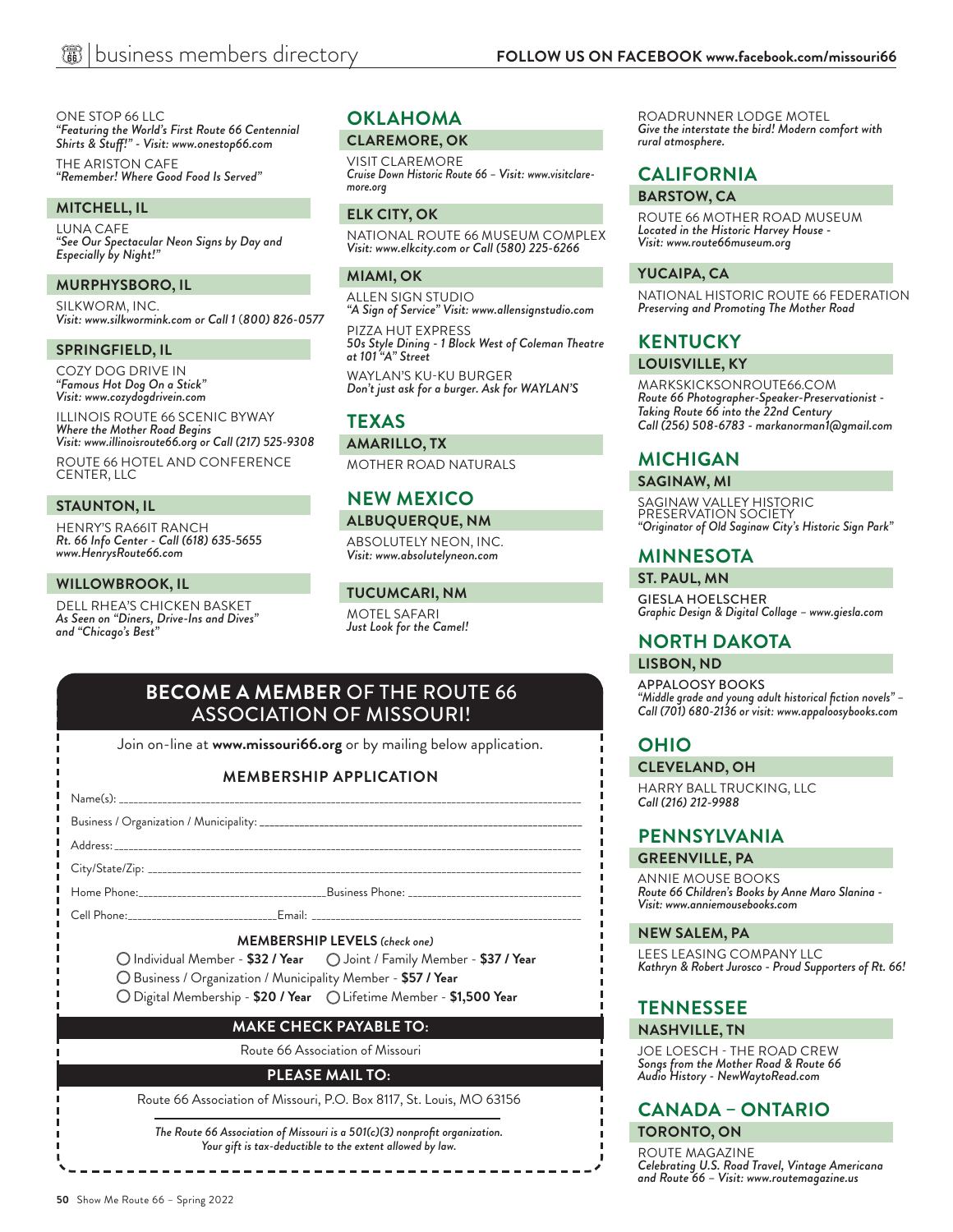ONE STOP 66 LLC
*"Featuring the World's First Route 66 Centennial Shirts & Stuff!" - Visit: www.onestop66.com*

THE ARISTON CAFE
*"Remember! Where Good Food Is Served"*

### MITCHELL, IL

LUNA CAFE
*"See Our Spectacular Neon Signs by Day and Especially by Night!"*

### MURPHYSBORO, IL

SILKWORM, INC.
*Visit: www.silkwormink.com or Call 1 (800) 826-0577*

### SPRINGFIELD, IL

COZY DOG DRIVE IN
*"Famous Hot Dog On a Stick"*
*Visit: www.cozydogdrivein.com*

ILLINOIS ROUTE 66 SCENIC BYWAY
*Where the Mother Road Begins*
*Visit: www.illinoisroute66.org or Call (217) 525-9308*

ROUTE 66 HOTEL AND CONFERENCE CENTER, LLC

### STAUNTON, IL

HENRY'S RA66IT RANCH
*Rt. 66 Info Center - Call (618) 635-5655*
*www.HenrysRoute66.com*

### WILLOWBROOK, IL

DELL RHEA'S CHICKEN BASKET
*As Seen on "Diners, Drive-Ins and Dives" and "Chicago's Best"*

## OKLAHOMA

### CLAREMORE, OK

VISIT CLAREMORE
*Cruise Down Historic Route 66 – Visit: www.visitclaremore.org*

### ELK CITY, OK

NATIONAL ROUTE 66 MUSEUM COMPLEX
*Visit: www.elkcity.com or Call (580) 225-6266*

### MIAMI, OK

ALLEN SIGN STUDIO
*"A Sign of Service" Visit: www.allensignstudio.com*

PIZZA HUT EXPRESS
*50s Style Dining - 1 Block West of Coleman Theatre at 101 "A" Street*

WAYLAN'S KU-KU BURGER
*Don't just ask for a burger. Ask for WAYLAN'S*

## TEXAS

### AMARILLO, TX

MOTHER ROAD NATURALS

## NEW MEXICO

### ALBUQUERQUE, NM

ABSOLUTELY NEON, INC.
*Visit: www.absolutelyneon.com*

### TUCUMCARI, NM

MOTEL SAFARI
*Just Look for the Camel!*

ROADRUNNER LODGE MOTEL
*Give the interstate the bird! Modern comfort with rural atmosphere.*

## CALIFORNIA

### BARSTOW, CA

ROUTE 66 MOTHER ROAD MUSEUM
*Located in the Historic Harvey House - Visit: www.route66museum.org*

### YUCAIPA, CA

NATIONAL HISTORIC ROUTE 66 FEDERATION
*Preserving and Promoting The Mother Road*

## KENTUCKY

### LOUISVILLE, KY

MARKSKICKSONROUTE66.COM
*Route 66 Photographer-Speaker-Preservationist - Taking Route 66 into the 22nd Century*
*Call (256) 508-6783 - markanorman1@gmail.com*

## MICHIGAN

### SAGINAW, MI

SAGINAW VALLEY HISTORIC PRESERVATION SOCIETY
*"Originator of Old Saginaw City's Historic Sign Park"*

## MINNESOTA

### ST. PAUL, MN

GIESLA HOELSCHER
*Graphic Design & Digital Collage – www.giesla.com*

## NORTH DAKOTA

### LISBON, ND

APPALOOSY BOOKS
*"Middle grade and young adult historical fiction novels" – Call (701) 680-2136 or visit: www.appaloosybooks.com*

## OHIO

### CLEVELAND, OH

HARRY BALL TRUCKING, LLC
*Call (216) 212-9988*

## PENNSYLVANIA

### GREENVILLE, PA

ANNIE MOUSE BOOKS
*Route 66 Children's Books by Anne Maro Slanina - Visit: www.anniemousebooks.com*

### NEW SALEM, PA

LEES LEASING COMPANY LLC
*Kathryn & Robert Jurosco - Proud Supporters of Rt. 66!*

## TENNESSEE

### NASHVILLE, TN

JOE LOESCH - THE ROAD CREW
*Songs from the Mother Road & Route 66 Audio History - NewWaytoRead.com*

## CANADA – ONTARIO

### TORONTO, ON

ROUTE MAGAZINE
*Celebrating U.S. Road Travel, Vintage Americana and Route 66 – Visit: www.routemagazine.us*

## BECOME A MEMBER OF THE ROUTE 66 ASSOCIATION OF MISSOURI!

Join on-line at **www.missouri66.org** or by mailing below application.

### MEMBERSHIP APPLICATION

Name(s): ____________________

Business / Organization / Municipality: ____________________

Address: ____________________

City/State/Zip: ____________________

Home Phone: ____________________ Business Phone: ____________________

Cell Phone: ____________________ Email: ____________________

**MEMBERSHIP LEVELS** *(check one)*

- ◯ Individual Member - **$32 / Year**
- ◯ Joint / Family Member - **$37 / Year**
- ◯ Business / Organization / Municipality Member - **$57 / Year**
- ◯ Digital Membership - **$20 / Year**
- ◯ Lifetime Member - **$1,500 Year**

**MAKE CHECK PAYABLE TO:**

Route 66 Association of Missouri

**PLEASE MAIL TO:**

Route 66 Association of Missouri, P.O. Box 8117, St. Louis, MO 63156

*The Route 66 Association of Missouri is a 501(c)(3) nonprofit organization. Your gift is tax-deductible to the extent allowed by law.*